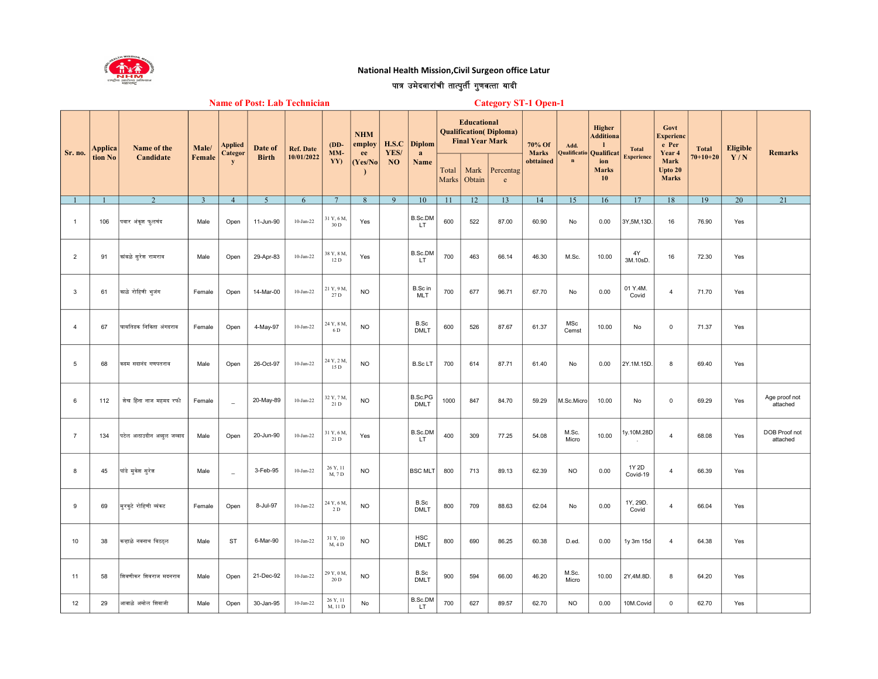**National Health Mission,Civil Surgeon office Latur**

**पात्र उमेदवारांची तात्पुर्ती गुणवत्ता यादी**

**Name of Post: Lab Technician** **Category ST-1 Open-1**

| Sr. no. | Application No | Name of the Candidate | Male/ Female | Applied Category | Date of Birth | Ref. Date 10/01/2022 | (DD-MM-YY) | NHM employee (Yes/No) | H.S.C YES/ NO | Diploma Name | Educational Qualification( Diploma) Final Year Mark | | | 70% Of Marks obttained | Add. Qualification | Higher Additional Qualification Marks 10 | Total Experience | Govt Experience Per Year 4 Mark Upto 20 Marks | Total 70+10+20 | Eligible Y / N | Remarks |
|---|---|---|---|---|---|---|---|---|---|---|---|---|---|---|---|---|---|---|---|---|---|
| | | | | | | | | | | | Total Marks | Mark Obtain | Percentage | | | | | | | | |
| 1 | 1 | 2 | 3 | 4 | 5 | 6 | 7 | 8 | 9 | 10 | 11 | 12 | 13 | 14 | 15 | 16 | 17 | 18 | 19 | 20 | 21 |
| 1 | 106 | पवार अंकूश फुलचंद | Male | Open | 11-Jun-90 | 10-Jan-22 | 31 Y, 6 M, 30 D | Yes | | B.Sc.DMLT | 600 | 522 | 87.00 | 60.90 | No | 0.00 | 3Y,5M,13D. | 16 | 76.90 | Yes | |
| 2 | 91 | कांबळे सुरेश रामराव | Male | Open | 29-Apr-83 | 10-Jan-22 | 38 Y, 8 M, 12 D | Yes | | B.Sc.DMLT | 700 | 463 | 66.14 | 46.30 | M.Sc. | 10.00 | 4Y 3M.10sD. | 16 | 72.30 | Yes | |
| 3 | 61 | काळे रोहिणी भुजंग | Female | Open | 14-Mar-00 | 10-Jan-22 | 21 Y, 9 M, 27 D | NO | | B.Sc in MLT | 700 | 677 | 96.71 | 67.70 | No | 0.00 | 01 Y.4M. Covid | 4 | 71.70 | Yes | |
| 4 | 67 | पायतिडक निकिता अंगदराव | Female | Open | 4-May-97 | 10-Jan-22 | 24 Y, 8 M, 6 D | NO | | B.Sc DMLT | 600 | 526 | 87.67 | 61.37 | MSc Cemst | 10.00 | No | 0 | 71.37 | Yes | |
| 5 | 68 | कदम सदानंद गणपतराव | Male | Open | 26-Oct-97 | 10-Jan-22 | 24 Y, 2 M, 15 D | NO | | B.Sc LT | 700 | 614 | 87.71 | 61.40 | No | 0.00 | 2Y.1M.15D. | 8 | 69.40 | Yes | |
| 6 | 112 | शेख हिना नाज महमद रफी | Female | _ | 20-May-89 | 10-Jan-22 | 32 Y, 7 M, 21 D | NO | | B.Sc.PG DMLT | 1000 | 847 | 84.70 | 59.29 | M.Sc.Micro | 10.00 | No | 0 | 69.29 | Yes | Age proof not attached |
| 7 | 134 | पटेल अलाउद्दीन अब्दुल जब्बार | Male | Open | 20-Jun-90 | 10-Jan-22 | 31 Y, 6 M, 21 D | Yes | | B.Sc.DMLT | 400 | 309 | 77.25 | 54.08 | M.Sc. Micro | 10.00 | 1y.10M.28D. | 4 | 68.08 | Yes | DOB Proof not attached |
| 8 | 45 | पांडे मुकेश सुरेश | Male | _ | 3-Feb-95 | 10-Jan-22 | 26 Y, 11 M, 7 D | NO | | BSC MLT | 800 | 713 | 89.13 | 62.39 | NO | 0.00 | 1Y 2D Covid-19 | 4 | 66.39 | Yes | |
| 9 | 69 | मुरकुटे रोहिणी व्यंकट | Female | Open | 8-Jul-97 | 10-Jan-22 | 24 Y, 6 M, 2 D | NO | | B.Sc DMLT | 800 | 709 | 88.63 | 62.04 | No | 0.00 | 1Y, 29D. Covid | 4 | 66.04 | Yes | |
| 10 | 38 | कऱ्हाळे नवनाथ विठ्ठल | Male | ST | 6-Mar-90 | 10-Jan-22 | 31 Y, 10 M, 4 D | NO | | HSC DMLT | 800 | 690 | 86.25 | 60.38 | D.ed. | 0.00 | 1y 3m 15d | 4 | 64.38 | Yes | |
| 11 | 58 | शिवणीकर शिवराज मदनराव | Male | Open | 21-Dec-92 | 10-Jan-22 | 29 Y, 0 M, 20 D | NO | | B.Sc DMLT | 900 | 594 | 66.00 | 46.20 | M.Sc. Micro | 10.00 | 2Y,4M.8D. | 8 | 64.20 | Yes | |
| 12 | 29 | आवाळे अमोल शिवाजी | Male | Open | 30-Jan-95 | 10-Jan-22 | 26 Y, 11 M, 11 D | No | | B.Sc.DMLT | 700 | 627 | 89.57 | 62.70 | NO | 0.00 | 10M.Covid | 0 | 62.70 | Yes | |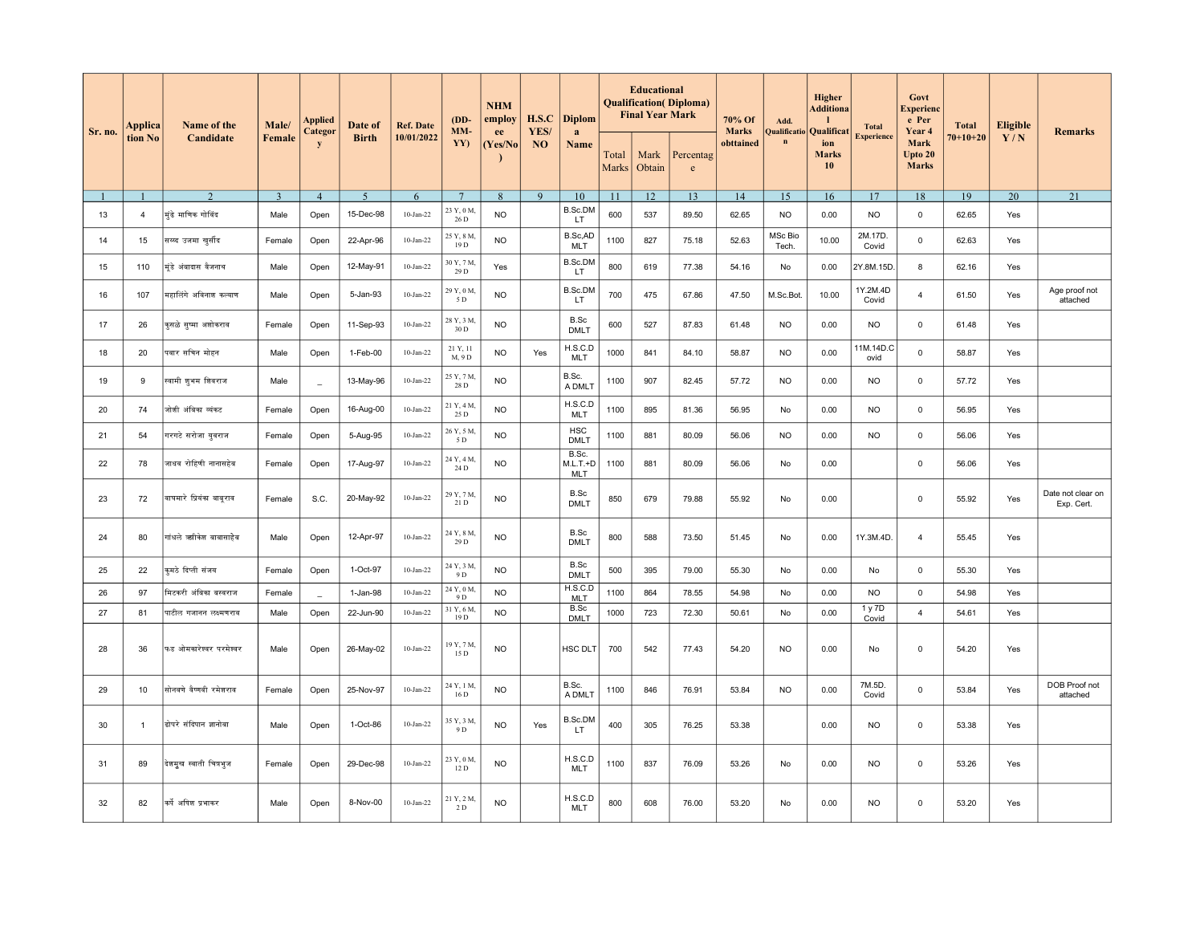| Sr. no. | Application No | Name of the Candidate | Male/ Female | Applied Category | Date of Birth | Ref. Date 10/01/2022 | (DD-MM-YY) | NHM employee (Yes/No) | H.S.C YES/ NO | Diploma Name | Educational Qualification( Diploma) Final Year Mark | | | 70% Of Marks obttained | Add. Qualification | Higher Additional Qualification Marks 10 | Total Experience | Govt Experience Per Year 4 Mark Upto 20 Marks | Total 70+10+20 | Eligible Y / N | Remarks |
|---|---|---|---|---|---|---|---|---|---|---|---|---|---|---|---|---|---|---|---|---|---|
| | | | | | | | | | | | Total Marks | Mark Obtain | Percentage | | | | | | | | |
| 1 | 1 | 2 | 3 | 4 | 5 | 6 | 7 | 8 | 9 | 10 | 11 | 12 | 13 | 14 | 15 | 16 | 17 | 18 | 19 | 20 | 21 |
| 13 | 4 | मुंडे माणिक गोविंद | Male | Open | 15-Dec-98 | 10-Jan-22 | 23 Y, 0 M, 26 D | NO | | B.Sc.DMLT | 600 | 537 | 89.50 | 62.65 | NO | 0.00 | NO | 0 | 62.65 | Yes | |
| 14 | 15 | सय्यद उजमा खुर्शीद | Female | Open | 22-Apr-96 | 10-Jan-22 | 25 Y, 8 M, 19 D | NO | | B.Sc,ADMLT | 1100 | 827 | 75.18 | 52.63 | MSc Bio Tech. | 10.00 | 2M.17D. Covid | 0 | 62.63 | Yes | |
| 15 | 110 | मुंडे अंबादास बैजनाथ | Male | Open | 12-May-91 | 10-Jan-22 | 30 Y, 7 M, 29 D | Yes | | B.Sc.DMLT | 800 | 619 | 77.38 | 54.16 | No | 0.00 | 2Y.8M.15D. | 8 | 62.16 | Yes | |
| 16 | 107 | महालिंगे अविनाश कल्याण | Male | Open | 5-Jan-93 | 10-Jan-22 | 29 Y, 0 M, 5 D | NO | | B.Sc.DMLT | 700 | 475 | 67.86 | 47.50 | M.Sc.Bot. | 10.00 | 1Y.2M.4D Covid | 4 | 61.50 | Yes | Age proof not attached |
| 17 | 26 | कुसळे सुष्मा अशोकराव | Female | Open | 11-Sep-93 | 10-Jan-22 | 28 Y, 3 M, 30 D | NO | | B.Sc DMLT | 600 | 527 | 87.83 | 61.48 | NO | 0.00 | NO | 0 | 61.48 | Yes | |
| 18 | 20 | पवार सचिन मोहन | Male | Open | 1-Feb-00 | 10-Jan-22 | 21 Y, 11 M, 9 D | NO | Yes | H.S.C.DMLT | 1000 | 841 | 84.10 | 58.87 | NO | 0.00 | 11M.14D.Covid | 0 | 58.87 | Yes | |
| 19 | 9 | स्वामी शुभम शिवराज | Male | _ | 13-May-96 | 10-Jan-22 | 25 Y, 7 M, 28 D | NO | | B.Sc. A DMLT | 1100 | 907 | 82.45 | 57.72 | NO | 0.00 | NO | 0 | 57.72 | Yes | |
| 20 | 74 | जोशी अंबिका व्यंकट | Female | Open | 16-Aug-00 | 10-Jan-22 | 21 Y, 4 M, 25 D | NO | | H.S.C.DMLT | 1100 | 895 | 81.36 | 56.95 | No | 0.00 | NO | 0 | 56.95 | Yes | |
| 21 | 54 | गरगटे सरोजा युवराज | Female | Open | 5-Aug-95 | 10-Jan-22 | 26 Y, 5 M, 5 D | NO | | HSC DMLT | 1100 | 881 | 80.09 | 56.06 | NO | 0.00 | NO | 0 | 56.06 | Yes | |
| 22 | 78 | जाधव रोहिणी नानासहेब | Female | Open | 17-Aug-97 | 10-Jan-22 | 24 Y, 4 M, 24 D | NO | | B.Sc. M.L.T.+DMLT | 1100 | 881 | 80.09 | 56.06 | No | 0.00 | | 0 | 56.06 | Yes | |
| 23 | 72 | वाघमारे प्रियंका बाबूराव | Female | S.C. | 20-May-92 | 10-Jan-22 | 29 Y, 7 M, 21 D | NO | | B.Sc DMLT | 850 | 679 | 79.88 | 55.92 | No | 0.00 | | 0 | 55.92 | Yes | Date not clear on Exp. Cert. |
| 24 | 80 | गांधले ऋषिकेश बाबासाहेब | Male | Open | 12-Apr-97 | 10-Jan-22 | 24 Y, 8 M, 29 D | NO | | B.Sc DMLT | 800 | 588 | 73.50 | 51.45 | No | 0.00 | 1Y.3M.4D. | 4 | 55.45 | Yes | |
| 25 | 22 | कुमठे दिप्ती संजय | Female | Open | 1-Oct-97 | 10-Jan-22 | 24 Y, 3 M, 9 D | NO | | B.Sc DMLT | 500 | 395 | 79.00 | 55.30 | No | 0.00 | No | 0 | 55.30 | Yes | |
| 26 | 97 | मिटकरी अंबिका वस्वराज | Female | _ | 1-Jan-98 | 10-Jan-22 | 24 Y, 0 M, 9 D | NO | | H.S.C.DMLT | 1100 | 864 | 78.55 | 54.98 | No | 0.00 | NO | 0 | 54.98 | Yes | |
| 27 | 81 | पाटील गजानन लक्ष्मणराव | Male | Open | 22-Jun-90 | 10-Jan-22 | 31 Y, 6 M, 19 D | NO | | B.Sc DMLT | 1000 | 723 | 72.30 | 50.61 | No | 0.00 | 1 y 7D Covid | 4 | 54.61 | Yes | |
| 28 | 36 | फड ओमकारेश्वर परमेश्वर | Male | Open | 26-May-02 | 10-Jan-22 | 19 Y, 7 M, 15 D | NO | | HSC DLT | 700 | 542 | 77.43 | 54.20 | NO | 0.00 | No | 0 | 54.20 | Yes | |
| 29 | 10 | सोनवणे वैष्णवी रमेशराव | Female | Open | 25-Nov-97 | 10-Jan-22 | 24 Y, 1 M, 16 D | NO | | B.Sc. A DMLT | 1100 | 846 | 76.91 | 53.84 | NO | 0.00 | 7M.5D. Covid | 0 | 53.84 | Yes | DOB Proof not attached |
| 30 | 1 | डोपरे संदिपान ज्ञानोबा | Male | Open | 1-Oct-86 | 10-Jan-22 | 35 Y, 3 M, 9 D | NO | Yes | B.Sc.DMLT | 400 | 305 | 76.25 | 53.38 | | 0.00 | NO | 0 | 53.38 | Yes | |
| 31 | 89 | देशमुख स्वाती चित्रभुज | Female | Open | 29-Dec-98 | 10-Jan-22 | 23 Y, 0 M, 12 D | NO | | H.S.C.DMLT | 1100 | 837 | 76.09 | 53.26 | No | 0.00 | NO | 0 | 53.26 | Yes | |
| 32 | 82 | कर्पे अक्षिता प्रभाकर | Male | Open | 8-Nov-00 | 10-Jan-22 | 21 Y, 2 M, 2 D | NO | | H.S.C.DMLT | 800 | 608 | 76.00 | 53.20 | No | 0.00 | NO | 0 | 53.20 | Yes | |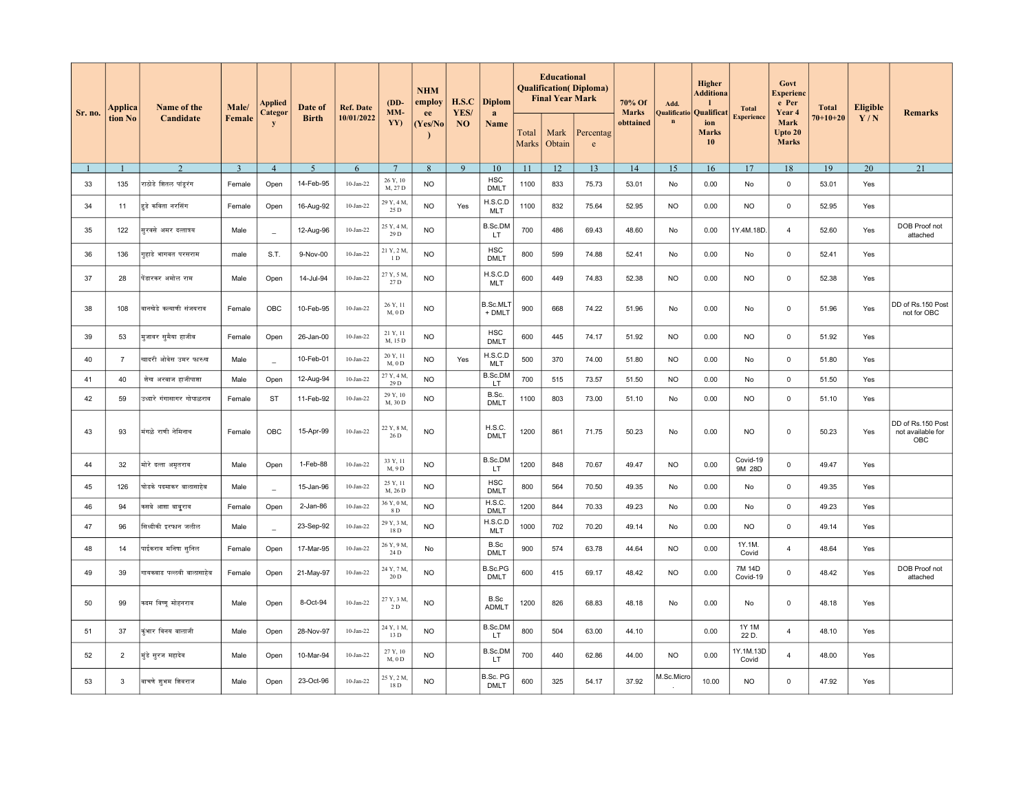| Sr. no. | Application No | Name of the Candidate | Male/ Female | Applied Category | Date of Birth | Ref. Date 10/01/2022 | (DD-MM-YY) | NHM employee (Yes/No) | H.S.C YES/ NO | Diploma Name | Educational Qualification( Diploma) Final Year Mark | | | 70% Of Marks obttained | Add. Qualification | Higher Additional Qualification Marks 10 | Total Experience | Govt Experience Per Year 4 Mark Upto 20 Marks | Total 70+10+20 | Eligible Y / N | Remarks |
|---|---|---|---|---|---|---|---|---|---|---|---|---|---|---|---|---|---|---|---|---|---|
| | | | | | | | | | | | Total Marks | Mark Obtain | Percentage | | | | | | | | |
| 1 | 1 | 2 | 3 | 4 | 5 | 6 | 7 | 8 | 9 | 10 | 11 | 12 | 13 | 14 | 15 | 16 | 17 | 18 | 19 | 20 | 21 |
| 33 | 135 | राठोडे शितल पांडूरंग | Female | Open | 14-Feb-95 | 10-Jan-22 | 26 Y, 10 M, 27 D | NO | | HSC DMLT | 1100 | 833 | 75.73 | 53.01 | No | 0.00 | No | 0 | 53.01 | Yes | |
| 34 | 11 | हुडे कविता नरसिंग | Female | Open | 16-Aug-92 | 10-Jan-22 | 29 Y, 4 M, 25 D | NO | Yes | H.S.C.D MLT | 1100 | 832 | 75.64 | 52.95 | NO | 0.00 | NO | 0 | 52.95 | Yes | |
| 35 | 122 | सुरवसे अमर दत्तात्रय | Male | _ | 12-Aug-96 | 10-Jan-22 | 25 Y, 4 M, 29 D | NO | | B.Sc.DMLT | 700 | 486 | 69.43 | 48.60 | No | 0.00 | 1Y.4M.18D. | 4 | 52.60 | Yes | DOB Proof not attached |
| 36 | 136 | गुहाडे भागवत परसराम | male | S.T. | 9-Nov-00 | 10-Jan-22 | 21 Y, 2 M, 1 D | NO | | HSC DMLT | 800 | 599 | 74.88 | 52.41 | No | 0.00 | No | 0 | 52.41 | Yes | |
| 37 | 28 | पेंडारकर अमोल राम | Male | Open | 14-Jul-94 | 10-Jan-22 | 27 Y, 5 M, 27 D | NO | | H.S.C.D MLT | 600 | 449 | 74.83 | 52.38 | NO | 0.00 | NO | 0 | 52.38 | Yes | |
| 38 | 108 | वानखेडे कल्याणी संजयराव | Female | OBC | 10-Feb-95 | 10-Jan-22 | 26 Y, 11 M, 0 D | NO | | B.Sc.MLT + DMLT | 900 | 668 | 74.22 | 51.96 | No | 0.00 | No | 0 | 51.96 | Yes | DD of Rs.150 Post not for OBC |
| 39 | 53 | मुजावर सुमैया हाजीव | Female | Open | 26-Jan-00 | 10-Jan-22 | 21 Y, 11 M, 15 D | NO | | HSC DMLT | 600 | 445 | 74.17 | 51.92 | NO | 0.00 | NO | 0 | 51.92 | Yes | |
| 40 | 7 | खादरी ओवेस उमर फारुख | Male | _ | 10-Feb-01 | 10-Jan-22 | 20 Y, 11 M, 0 D | NO | Yes | H.S.C.D MLT | 500 | 370 | 74.00 | 51.80 | NO | 0.00 | No | 0 | 51.80 | Yes | |
| 41 | 40 | शेख अरबाज हाजीपाशा | Male | Open | 12-Aug-94 | 10-Jan-22 | 27 Y, 4 M, 29 D | NO | | B.Sc.DMLT | 700 | 515 | 73.57 | 51.50 | NO | 0.00 | No | 0 | 51.50 | Yes | |
| 42 | 59 | उध्दारे गंगासागर गोपाळराव | Female | ST | 11-Feb-92 | 10-Jan-22 | 29 Y, 10 M, 30 D | NO | | B.Sc. DMLT | 1100 | 803 | 73.00 | 51.10 | No | 0.00 | NO | 0 | 51.10 | Yes | |
| 43 | 93 | मंगळे राणी नेमिनाथ | Female | OBC | 15-Apr-99 | 10-Jan-22 | 22 Y, 8 M, 26 D | NO | | H.S.C. DMLT | 1200 | 861 | 71.75 | 50.23 | No | 0.00 | NO | 0 | 50.23 | Yes | DD of Rs.150 Post not available for OBC |
| 44 | 32 | मोरे दत्ता अमृतराव | Male | Open | 1-Feb-88 | 10-Jan-22 | 33 Y, 11 M, 9 D | NO | | B.Sc.DMLT | 1200 | 848 | 70.67 | 49.47 | NO | 0.00 | Covid-19 9M 28D | 0 | 49.47 | Yes | |
| 45 | 126 | घोडके पदमाकर बालासाहेब | Male | _ | 15-Jan-96 | 10-Jan-22 | 25 Y, 11 M, 26 D | NO | | HSC DMLT | 800 | 564 | 70.50 | 49.35 | No | 0.00 | No | 0 | 49.35 | Yes | |
| 46 | 94 | कलवे आशा बाबूराव | Female | Open | 2-Jan-86 | 10-Jan-22 | 36 Y, 0 M, 8 D | NO | | H.S.C. DMLT | 1200 | 844 | 70.33 | 49.23 | No | 0.00 | No | 0 | 49.23 | Yes | |
| 47 | 96 | सिध्दीकी इरफान जलील | Male | _ | 23-Sep-92 | 10-Jan-22 | 29 Y, 3 M, 18 D | NO | | H.S.C.D MLT | 1000 | 702 | 70.20 | 49.14 | No | 0.00 | NO | 0 | 49.14 | Yes | |
| 48 | 14 | पाईकराव मनिषा सुनिल | Female | Open | 17-Mar-95 | 10-Jan-22 | 26 Y, 9 M, 24 D | No | | B.Sc DMLT | 900 | 574 | 63.78 | 44.64 | NO | 0.00 | 1Y.1M. Covid | 4 | 48.64 | Yes | |
| 49 | 39 | गायकवाड पल्लवी बालासाहेब | Female | Open | 21-May-97 | 10-Jan-22 | 24 Y, 7 M, 20 D | NO | | B.Sc.PG DMLT | 600 | 415 | 69.17 | 48.42 | NO | 0.00 | 7M 14D Covid-19 | 0 | 48.42 | Yes | DOB Proof not attached |
| 50 | 99 | कदम विष्णू मोहनराव | Male | Open | 8-Oct-94 | 10-Jan-22 | 27 Y, 3 M, 2 D | NO | | B.Sc ADMLT | 1200 | 826 | 68.83 | 48.18 | No | 0.00 | No | 0 | 48.18 | Yes | |
| 51 | 37 | कुंभार विनय बालाजी | Male | Open | 28-Nov-97 | 10-Jan-22 | 24 Y, 1 M, 13 D | NO | | B.Sc.DMLT | 800 | 504 | 63.00 | 44.10 | | 0.00 | 1Y 1M 22 D. | 4 | 48.10 | Yes | |
| 52 | 2 | मुंडे सुरज महादेव | Male | Open | 10-Mar-94 | 10-Jan-22 | 27 Y, 10 M, 0 D | NO | | B.Sc.DMLT | 700 | 440 | 62.86 | 44.00 | NO | 0.00 | 1Y.1M.13D Covid | 4 | 48.00 | Yes | |
| 53 | 3 | वाघमारे शुभम शिवराज | Male | Open | 23-Oct-96 | 10-Jan-22 | 25 Y, 2 M, 18 D | NO | | B.Sc. PG DMLT | 600 | 325 | 54.17 | 37.92 | M.Sc.Micro. | 10.00 | NO | 0 | 47.92 | Yes | |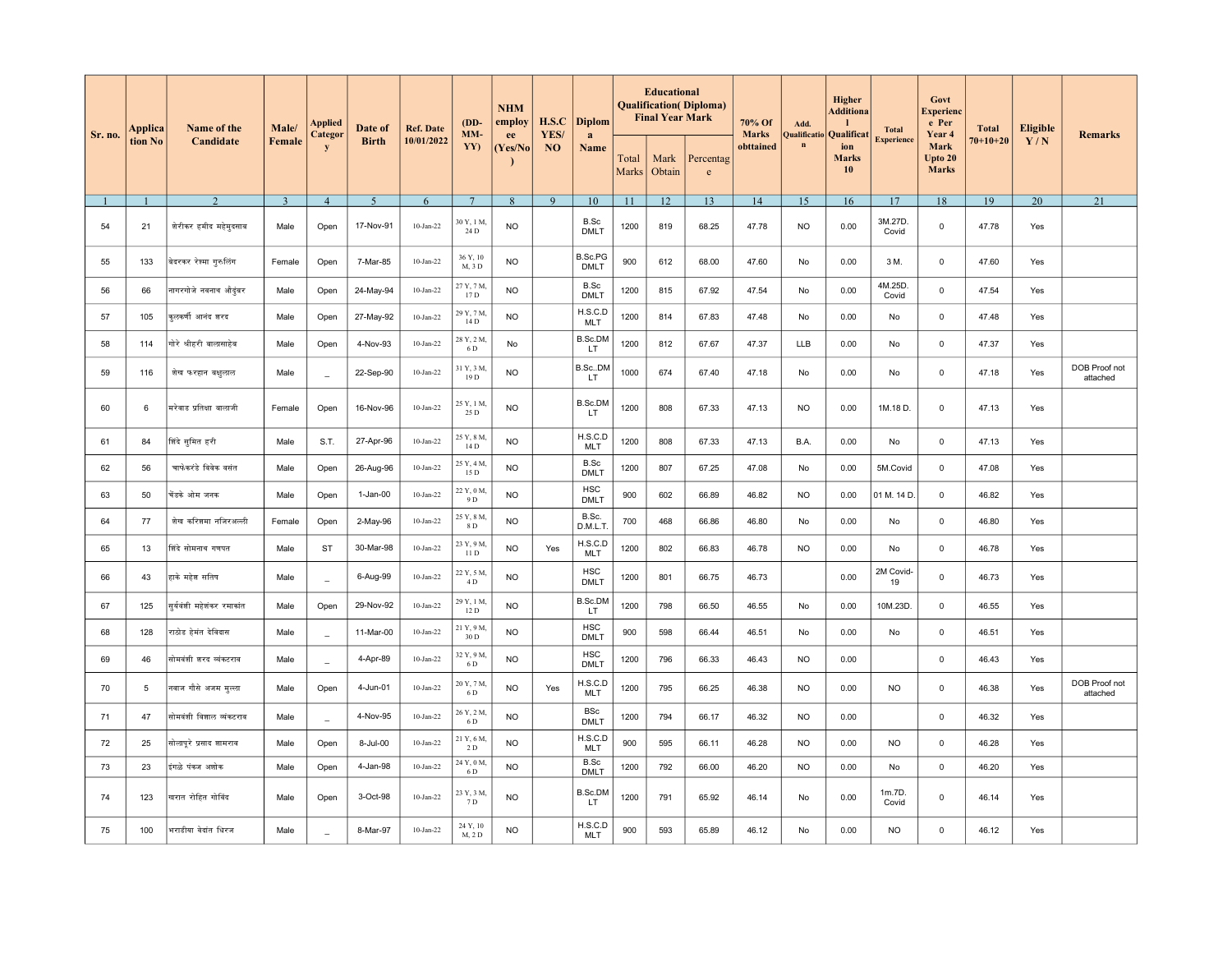| Sr. no. | Application No | Name of the Candidate | Male/ Female | Applied Category | Date of Birth | Ref. Date 10/01/2022 | (DD-MM-YY) | NHM employee (Yes/No) | H.S.C YES/ NO | Diploma Name | Educational Qualification( Diploma) Final Year Mark | | | 70% Of Marks obttained | Add. Qualification | Higher Additional Qualification Marks 10 | Total Experience | Govt Experience Per Year 4 Mark Upto 20 Marks | Total 70+10+20 | Eligible Y / N | Remarks |
|---|---|---|---|---|---|---|---|---|---|---|---|---|---|---|---|---|---|---|---|---|---|
| | | | | | | | | | | | Total Marks | Mark Obtain | Percentage | | | | | | | | |
| 1 | 1 | 2 | 3 | 4 | 5 | 6 | 7 | 8 | 9 | 10 | 11 | 12 | 13 | 14 | 15 | 16 | 17 | 18 | 19 | 20 | 21 |
| 54 | 21 | शेरीकर हमीद महेमुदसाब | Male | Open | 17-Nov-91 | 10-Jan-22 | 30 Y, 1 M, 24 D | NO | | B.Sc DMLT | 1200 | 819 | 68.25 | 47.78 | NO | 0.00 | 3M.27D. Covid | 0 | 47.78 | Yes | |
| 55 | 133 | बेदरकर रेश्मा गुरुलिंग | Female | Open | 7-Mar-85 | 10-Jan-22 | 36 Y, 10 M, 3 D | NO | | B.Sc.PG DMLT | 900 | 612 | 68.00 | 47.60 | No | 0.00 | 3 M. | 0 | 47.60 | Yes | |
| 56 | 66 | नागरगोजे नवनाथ औदुंबर | Male | Open | 24-May-94 | 10-Jan-22 | 27 Y, 7 M, 17 D | NO | | B.Sc DMLT | 1200 | 815 | 67.92 | 47.54 | No | 0.00 | 4M.25D. Covid | 0 | 47.54 | Yes | |
| 57 | 105 | कुलकर्णी आनंद शरद | Male | Open | 27-May-92 | 10-Jan-22 | 29 Y, 7 M, 14 D | NO | | H.S.C.D MLT | 1200 | 814 | 67.83 | 47.48 | No | 0.00 | No | 0 | 47.48 | Yes | |
| 58 | 114 | गोरे श्रीहरी बाळासाहेब | Male | Open | 4-Nov-93 | 10-Jan-22 | 28 Y, 2 M, 6 D | No | | B.Sc.DMLT | 1200 | 812 | 67.67 | 47.37 | LLB | 0.00 | No | 0 | 47.37 | Yes | |
| 59 | 116 | शेख फरहान बाबुलाल | Male | _ | 22-Sep-90 | 10-Jan-22 | 31 Y, 3 M, 19 D | NO | | B.Sc..DMLT | 1000 | 674 | 67.40 | 47.18 | No | 0.00 | No | 0 | 47.18 | Yes | DOB Proof not attached |
| 60 | 6 | मरेवाड प्रतिक्षा बालाजी | Female | Open | 16-Nov-96 | 10-Jan-22 | 25 Y, 1 M, 25 D | NO | | B.Sc.DMLT | 1200 | 808 | 67.33 | 47.13 | NO | 0.00 | 1M.18 D. | 0 | 47.13 | Yes | |
| 61 | 84 | शिंदे सुमित हरी | Male | S.T. | 27-Apr-96 | 10-Jan-22 | 25 Y, 8 M, 14 D | NO | | H.S.C.D MLT | 1200 | 808 | 67.33 | 47.13 | B.A. | 0.00 | No | 0 | 47.13 | Yes | |
| 62 | 56 | चाफेकरंडे विवेक वसंत | Male | Open | 26-Aug-96 | 10-Jan-22 | 25 Y, 4 M, 15 D | NO | | B.Sc DMLT | 1200 | 807 | 67.25 | 47.08 | No | 0.00 | 5M.Covid | 0 | 47.08 | Yes | |
| 63 | 50 | चेंडके ओम जनक | Male | Open | 1-Jan-00 | 10-Jan-22 | 22 Y, 0 M, 9 D | NO | | HSC DMLT | 900 | 602 | 66.89 | 46.82 | NO | 0.00 | 01 M. 14 D. | 0 | 46.82 | Yes | |
| 64 | 77 | शेख करिश्मा नजिरअल्ली | Female | Open | 2-May-96 | 10-Jan-22 | 25 Y, 8 M, 8 D | NO | | B.Sc. D.M.L.T. | 700 | 468 | 66.86 | 46.80 | No | 0.00 | No | 0 | 46.80 | Yes | |
| 65 | 13 | शिंदे सोमनाथ गणपत | Male | ST | 30-Mar-98 | 10-Jan-22 | 23 Y, 9 M, 11 D | NO | Yes | H.S.C.D MLT | 1200 | 802 | 66.83 | 46.78 | NO | 0.00 | No | 0 | 46.78 | Yes | |
| 66 | 43 | हाके महेश सतिष | Male | _ | 6-Aug-99 | 10-Jan-22 | 22 Y, 5 M, 4 D | NO | | HSC DMLT | 1200 | 801 | 66.75 | 46.73 | | 0.00 | 2M Covid-19 | 0 | 46.73 | Yes | |
| 67 | 125 | सुर्यवंशी महेशंकर रमाकांत | Male | Open | 29-Nov-92 | 10-Jan-22 | 29 Y, 1 M, 12 D | NO | | B.Sc.DMLT | 1200 | 798 | 66.50 | 46.55 | No | 0.00 | 10M.23D. | 0 | 46.55 | Yes | |
| 68 | 128 | राठोड हेमंत देविदास | Male | _ | 11-Mar-00 | 10-Jan-22 | 21 Y, 9 M, 30 D | NO | | HSC DMLT | 900 | 598 | 66.44 | 46.51 | No | 0.00 | No | 0 | 46.51 | Yes | |
| 69 | 46 | सोमवंशी शरद व्यंकटराव | Male | _ | 4-Apr-89 | 10-Jan-22 | 32 Y, 9 M, 6 D | NO | | HSC DMLT | 1200 | 796 | 66.33 | 46.43 | NO | 0.00 | | 0 | 46.43 | Yes | |
| 70 | 5 | नवाज गौसे अजम मुल्ला | Male | Open | 4-Jun-01 | 10-Jan-22 | 20 Y, 7 M, 6 D | NO | Yes | H.S.C.D MLT | 1200 | 795 | 66.25 | 46.38 | NO | 0.00 | NO | 0 | 46.38 | Yes | DOB Proof not attached |
| 71 | 47 | सोमवंशी विशाल व्यंकटराव | Male | _ | 4-Nov-95 | 10-Jan-22 | 26 Y, 2 M, 6 D | NO | | BSc DMLT | 1200 | 794 | 66.17 | 46.32 | NO | 0.00 | | 0 | 46.32 | Yes | |
| 72 | 25 | सोलापूरे प्रसाद शामराव | Male | Open | 8-Jul-00 | 10-Jan-22 | 21 Y, 6 M, 2 D | NO | | H.S.C.D MLT | 900 | 595 | 66.11 | 46.28 | NO | 0.00 | NO | 0 | 46.28 | Yes | |
| 73 | 23 | इंगळे पंकज अशोक | Male | Open | 4-Jan-98 | 10-Jan-22 | 24 Y, 0 M, 6 D | NO | | B.Sc DMLT | 1200 | 792 | 66.00 | 46.20 | NO | 0.00 | No | 0 | 46.20 | Yes | |
| 74 | 123 | खरात रोहित गोविंद | Male | Open | 3-Oct-98 | 10-Jan-22 | 23 Y, 3 M, 7 D | NO | | B.Sc.DMLT | 1200 | 791 | 65.92 | 46.14 | No | 0.00 | 1m.7D. Covid | 0 | 46.14 | Yes | |
| 75 | 100 | भराडीया वेदांत धिरज | Male | _ | 8-Mar-97 | 10-Jan-22 | 24 Y, 10 M, 2 D | NO | | H.S.C.D MLT | 900 | 593 | 65.89 | 46.12 | No | 0.00 | NO | 0 | 46.12 | Yes | |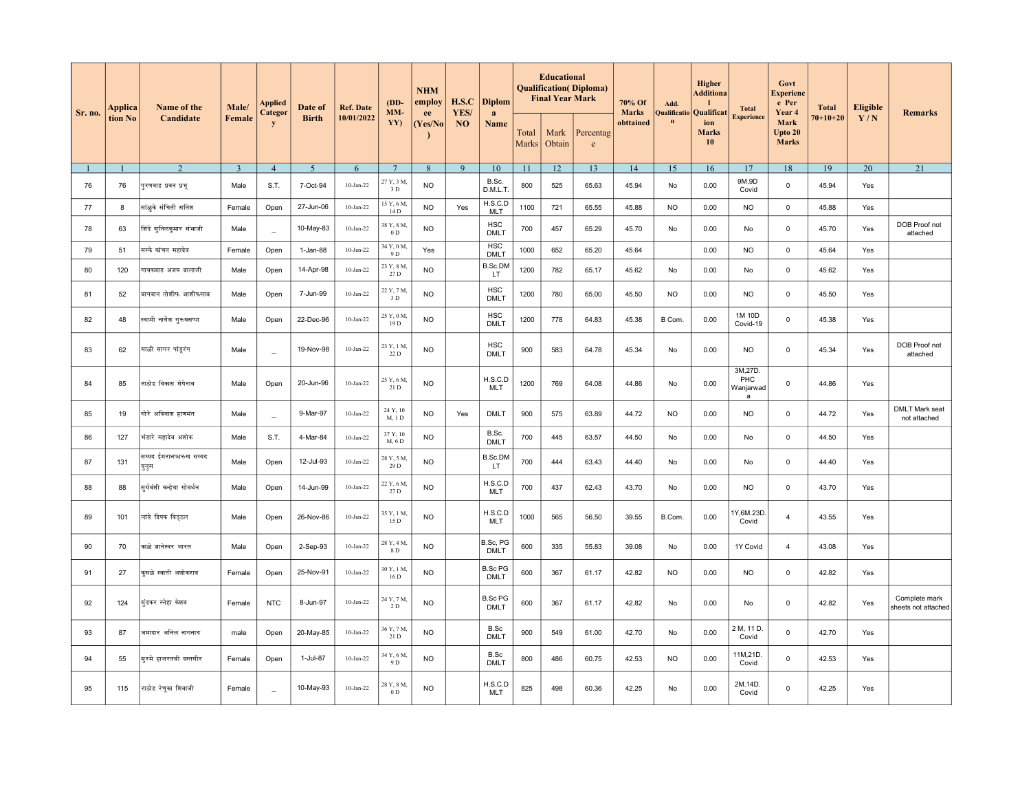| Sr. no. | Application No | Name of the Candidate | Male/ Female | Applied Category | Date of Birth | Ref. Date 10/01/2022 | (DD-MM-YY) | NHM employee (Yes/No) | H.S.C YES/ NO | Diploma Name | Educational Qualification( Diploma) Final Year Mark | | | 70% Of Marks obttained | Add. Qualification | Higher Additional Qualification Marks 10 | Total Experience | Govt Experience Per Year 4 Mark Upto 20 Marks | Total 70+10+20 | Eligible Y / N | Remarks |
|---|---|---|---|---|---|---|---|---|---|---|---|---|---|---|---|---|---|---|---|---|---|
| | | | | | | | | | | | Total Marks | Mark Obtain | Percentage | | | | | | | | |
| 1 | 1 | 2 | 3 | 4 | 5 | 6 | 7 | 8 | 9 | 10 | 11 | 12 | 13 | 14 | 15 | 16 | 17 | 18 | 19 | 20 | 21 |
| 76 | 76 | पुरणवाड प्रवन प्रभू | Male | S.T. | 7-Oct-94 | 10-Jan-22 | 27 Y, 3 M, 3 D | NO | | B.Sc. D.M.L.T. | 800 | 525 | 65.63 | 45.94 | No | 0.00 | 9M,9D Covid | 0 | 45.94 | Yes | |
| 77 | 8 | सांळुके संचिती सतिश | Female | Open | 27-Jun-06 | 10-Jan-22 | 15 Y, 6 M, 14 D | NO | Yes | H.S.C.D MLT | 1100 | 721 | 65.55 | 45.88 | NO | 0.00 | NO | 0 | 45.88 | Yes | |
| 78 | 63 | शिंदे सुनिलकुमार संभाजी | Male | _ | 10-May-83 | 10-Jan-22 | 38 Y, 8 M, 0 D | NO | | HSC DMLT | 700 | 457 | 65.29 | 45.70 | No | 0.00 | No | 0 | 45.70 | Yes | DOB Proof not attached |
| 79 | 51 | मस्के कांचन महादेव | Female | Open | 1-Jan-88 | 10-Jan-22 | 34 Y, 0 M, 9 D | Yes | | HSC DMLT | 1000 | 652 | 65.20 | 45.64 | | 0.00 | NO | 0 | 45.64 | Yes | |
| 80 | 120 | गायकवाड अजय बाळाजी | Male | Open | 14-Apr-98 | 10-Jan-22 | 23 Y, 8 M, 27 D | NO | | B.Sc.DMLT | 1200 | 782 | 65.17 | 45.62 | No | 0.00 | No | 0 | 45.62 | Yes | |
| 81 | 52 | बागवान तोसीफ आसीफसाब | Male | Open | 7-Jun-99 | 10-Jan-22 | 22 Y, 7 M, 3 D | NO | | HSC DMLT | 1200 | 780 | 65.00 | 45.50 | NO | 0.00 | NO | 0 | 45.50 | Yes | |
| 82 | 48 | स्वामी नागेश गुरुबसप्पा | Male | Open | 22-Dec-96 | 10-Jan-22 | 25 Y, 0 M, 19 D | NO | | HSC DMLT | 1200 | 778 | 64.83 | 45.38 | B Com. | 0.00 | 1M 10D Covid-19 | 0 | 45.38 | Yes | |
| 83 | 62 | माळी सागर पांडुरंग | Male | _ | 19-Nov-98 | 10-Jan-22 | 23 Y, 1 M, 22 D | NO | | HSC DMLT | 900 | 583 | 64.78 | 45.34 | No | 0.00 | NO | 0 | 45.34 | Yes | DOB Proof not attached |
| 84 | 85 | राठोड विकास शेषेराव | Male | Open | 20-Jun-96 | 10-Jan-22 | 25 Y, 6 M, 21 D | NO | | H.S.C.D MLT | 1200 | 769 | 64.08 | 44.86 | No | 0.00 | 3M,27D. PHC Wanjarwada | 0 | 44.86 | Yes | |
| 85 | 19 | गोरे अविनाश हाणमंत | Male | _ | 9-Mar-97 | 10-Jan-22 | 24 Y, 10 M, 1 D | NO | Yes | DMLT | 900 | 575 | 63.89 | 44.72 | NO | 0.00 | NO | 0 | 44.72 | Yes | DMLT Mark seat not attached |
| 86 | 127 | भंडारे महादेव अशोक | Male | S.T. | 4-Mar-84 | 10-Jan-22 | 37 Y, 10 M, 6 D | NO | | B.Sc. DMLT | 700 | 445 | 63.57 | 44.50 | No | 0.00 | No | 0 | 44.50 | Yes | |
| 87 | 131 | सय्यद ईमरानफारुख सय्यद युनुस | Male | Open | 12-Jul-93 | 10-Jan-22 | 28 Y, 5 M, 29 D | NO | | B.Sc.DMLT | 700 | 444 | 63.43 | 44.40 | No | 0.00 | No | 0 | 44.40 | Yes | |
| 88 | 88 | सुर्यवंशी कन्हेया गोवर्धन | Male | Open | 14-Jun-99 | 10-Jan-22 | 22 Y, 6 M, 27 D | NO | | H.S.C.D MLT | 700 | 437 | 62.43 | 43.70 | No | 0.00 | NO | 0 | 43.70 | Yes | |
| 89 | 101 | लांडे दिपक विठ्ठल | Male | Open | 26-Nov-86 | 10-Jan-22 | 35 Y, 1 M, 15 D | NO | | H.S.C.D MLT | 1000 | 565 | 56.50 | 39.55 | B.Com. | 0.00 | 1Y,6M.23D. Covid | 4 | 43.55 | Yes | |
| 90 | 70 | काळे ज्ञानेश्वर भारत | Male | Open | 2-Sep-93 | 10-Jan-22 | 28 Y, 4 M, 8 D | NO | | B.Sc, PG DMLT | 600 | 335 | 55.83 | 39.08 | No | 0.00 | 1Y Covid | 4 | 43.08 | Yes | |
| 91 | 27 | कुसळे स्वाती अशोकराव | Female | Open | 25-Nov-91 | 10-Jan-22 | 30 Y, 1 M, 16 D | NO | | B.Sc PG DMLT | 600 | 367 | 61.17 | 42.82 | NO | 0.00 | NO | 0 | 42.82 | Yes | |
| 92 | 124 | मुंडकर स्नेहा केशव | Female | NTC | 8-Jun-97 | 10-Jan-22 | 24 Y, 7 M, 2 D | NO | | B.Sc PG DMLT | 600 | 367 | 61.17 | 42.82 | No | 0.00 | No | 0 | 42.82 | Yes | Complete mark sheets not attached |
| 93 | 87 | जमादार अनिल नागनाथ | male | Open | 20-May-85 | 10-Jan-22 | 36 Y, 7 M, 21 D | NO | | B.Sc DMLT | 900 | 549 | 61.00 | 42.70 | No | 0.00 | 2 M, 11 D. Covid | 0 | 42.70 | Yes | |
| 94 | 55 | मुरमे हाजरतबी दस्तगीर | Female | Open | 1-Jul-87 | 10-Jan-22 | 34 Y, 6 M, 9 D | NO | | B.Sc DMLT | 800 | 486 | 60.75 | 42.53 | NO | 0.00 | 11M,21D. Covid | 0 | 42.53 | Yes | |
| 95 | 115 | राठोड रेणूका शिवाजी | Female | _ | 10-May-93 | 10-Jan-22 | 28 Y, 8 M, 0 D | NO | | H.S.C.D MLT | 825 | 498 | 60.36 | 42.25 | No | 0.00 | 2M.14D. Covid | 0 | 42.25 | Yes | |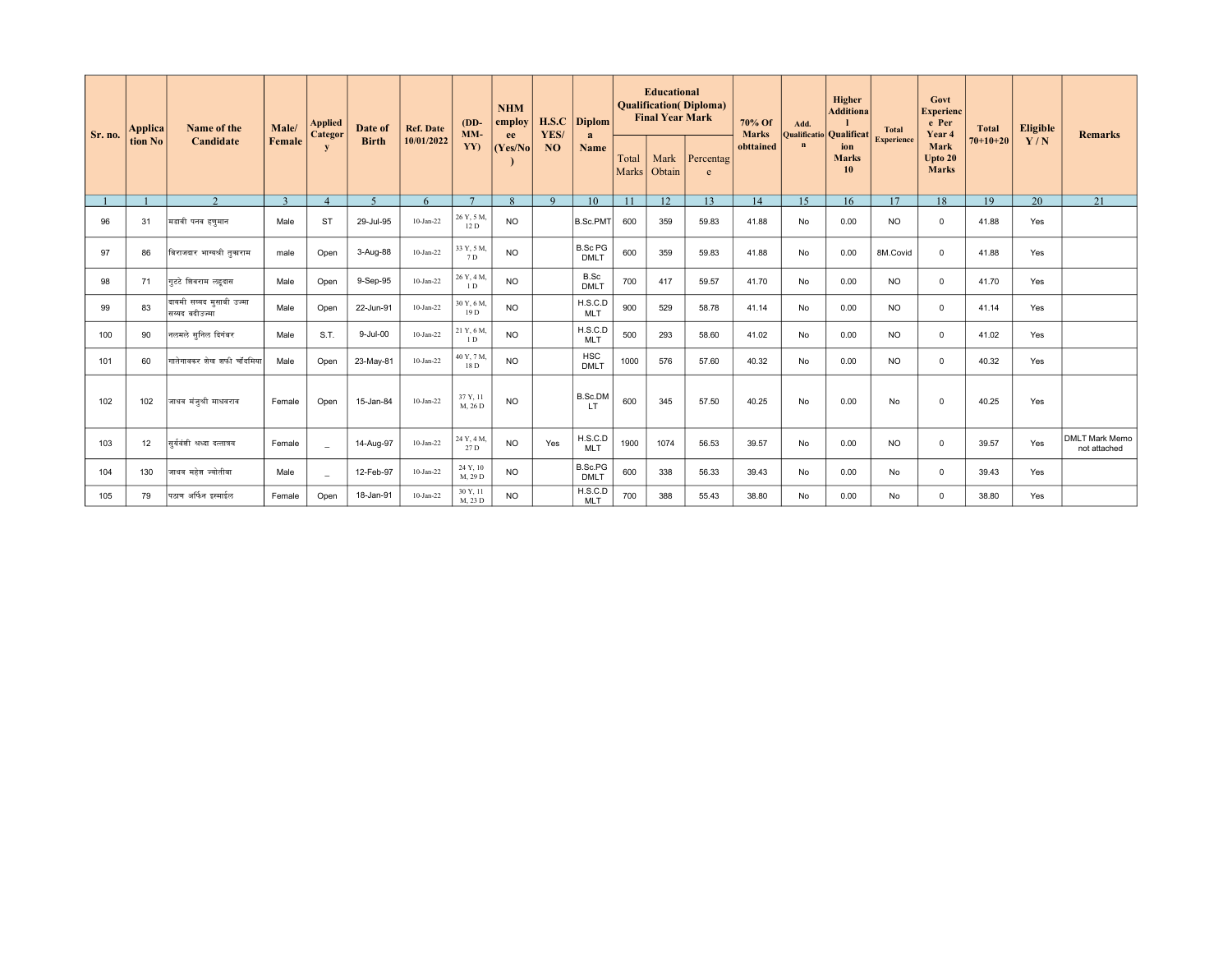| Sr. no. | Application No | Name of the Candidate | Male/ Female | Applied Category | Date of Birth | Ref. Date 10/01/2022 | (DD-MM-YY) | NHM employee (Yes/No) | H.S.C YES/ NO | Diploma Name | Educational Qualification( Diploma) Final Year Mark | | | 70% Of Marks obttained | Add. Qualification | Higher Additional Qualification Marks 10 | Total Experience | Govt Experience Per Year 4 Mark Upto 20 Marks | Total 70+10+20 | Eligible Y / N | Remarks |
|---|---|---|---|---|---|---|---|---|---|---|---|---|---|---|---|---|---|---|---|---|---|
| | | | | | | | | | | | Total Marks | Mark Obtain | Percentage | | | | | | | | |
| 1 | 1 | 2 | 3 | 4 | 5 | 6 | 7 | 8 | 9 | 10 | 11 | 12 | 13 | 14 | 15 | 16 | 17 | 18 | 19 | 20 | 21 |
| 96 | 31 | मडावी पनव हणुमान | Male | ST | 29-Jul-95 | 10-Jan-22 | 26 Y, 5 M, 12 D | NO | | B.Sc.PMT | 600 | 359 | 59.83 | 41.88 | No | 0.00 | NO | 0 | 41.88 | Yes | |
| 97 | 86 | बिराजदार भाग्यश्री तुकाराम | male | Open | 3-Aug-88 | 10-Jan-22 | 33 Y, 5 M, 7 D | NO | | B.Sc PG DMLT | 600 | 359 | 59.83 | 41.88 | No | 0.00 | 8M.Covid | 0 | 41.88 | Yes | |
| 98 | 71 | गुटटे शिवराम लहुदास | Male | Open | 9-Sep-95 | 10-Jan-22 | 26 Y, 4 M, 1 D | NO | | B.Sc DMLT | 700 | 417 | 59.57 | 41.70 | No | 0.00 | NO | 0 | 41.70 | Yes | |
| 99 | 83 | दायमी सय्यद मुसाबी उज्मा सय्यद वहीउज्मा | Male | Open | 22-Jun-91 | 10-Jan-22 | 30 Y, 6 M, 19 D | NO | | H.S.C.D MLT | 900 | 529 | 58.78 | 41.14 | No | 0.00 | NO | 0 | 41.14 | Yes | |
| 100 | 90 | नलमले सुनिल दिगंबर | Male | S.T. | 9-Jul-00 | 10-Jan-22 | 21 Y, 6 M, 1 D | NO | | H.S.C.D MLT | 500 | 293 | 58.60 | 41.02 | No | 0.00 | NO | 0 | 41.02 | Yes | |
| 101 | 60 | गातेगावकर शेख शफी चाँदमिया | Male | Open | 23-May-81 | 10-Jan-22 | 40 Y, 7 M, 18 D | NO | | HSC DMLT | 1000 | 576 | 57.60 | 40.32 | No | 0.00 | NO | 0 | 40.32 | Yes | |
| 102 | 102 | जाधव मंजुश्री माधवराव | Female | Open | 15-Jan-84 | 10-Jan-22 | 37 Y, 11 M, 26 D | NO | | B.Sc.DMLT | 600 | 345 | 57.50 | 40.25 | No | 0.00 | No | 0 | 40.25 | Yes | |
| 103 | 12 | सुर्यवंशी श्रध्दा दत्तात्रय | Female | _ | 14-Aug-97 | 10-Jan-22 | 24 Y, 4 M, 27 D | NO | Yes | H.S.C.D MLT | 1900 | 1074 | 56.53 | 39.57 | No | 0.00 | NO | 0 | 39.57 | Yes | DMLT Mark Memo not attached |
| 104 | 130 | जाधव महेश ज्योतीबा | Male | _ | 12-Feb-97 | 10-Jan-22 | 24 Y, 10 M, 29 D | NO | | B.Sc.PG DMLT | 600 | 338 | 56.33 | 39.43 | No | 0.00 | No | 0 | 39.43 | Yes | |
| 105 | 79 | पठाण अर्फिन इस्माईल | Female | Open | 18-Jan-91 | 10-Jan-22 | 30 Y, 11 M, 23 D | NO | | H.S.C.D MLT | 700 | 388 | 55.43 | 38.80 | No | 0.00 | No | 0 | 38.80 | Yes | |